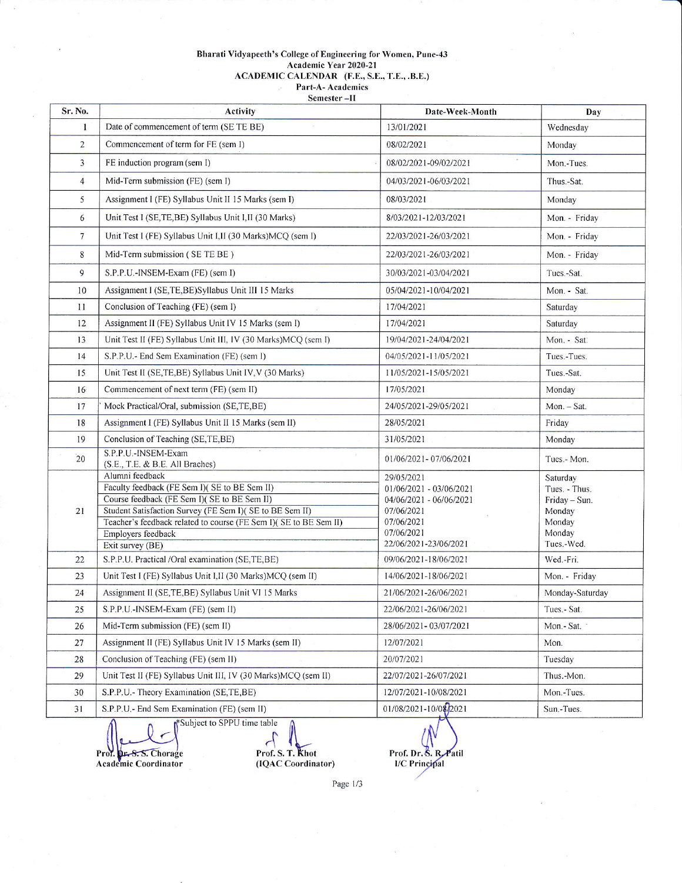**Bharati Vidyapeeth's College of Engineering for Women, Pune-43**
**Academic Year 2020-21**
**ACADEMIC CALENDAR (F.E., S.E., T.E., .B.E.)**
**Part-A- Academics**
**Semester –II**

| Sr. No. | Activity | Date-Week-Month | Day |
|---|---|---|---|
| 1 | Date of commencement of term (SE TE BE) | 13/01/2021 | Wednesday |
| 2 | Commencement of term for FE (sem I) | 08/02/2021 | Monday |
| 3 | FE induction program (sem I) | 08/02/2021-09/02/2021 | Mon.-Tues. |
| 4 | Mid-Term submission (FE) (sem I) | 04/03/2021-06/03/2021 | Thus.-Sat. |
| 5 | Assignment I (FE) Syllabus Unit II 15 Marks (sem I) | 08/03/2021 | Monday |
| 6 | Unit Test I (SE,TE,BE) Syllabus Unit I,II (30 Marks) | 8/03/2021-12/03/2021 | Mon. - Friday |
| 7 | Unit Test I (FE) Syllabus Unit I,II (30 Marks)MCQ (sem I) | 22/03/2021-26/03/2021 | Mon. - Friday |
| 8 | Mid-Term submission ( SE TE BE ) | 22/03/2021-26/03/2021 | Mon. - Friday |
| 9 | S.P.P.U.-INSEM-Exam (FE) (sem I) | 30/03/2021-03/04/2021 | Tues.-Sat. |
| 10 | Assignment I (SE,TE,BE)Syllabus Unit III 15 Marks | 05/04/2021-10/04/2021 | Mon. - Sat. |
| 11 | Conclusion of Teaching (FE) (sem I) | 17/04/2021 | Saturday |
| 12 | Assignment II (FE) Syllabus Unit IV 15 Marks (sem I) | 17/04/2021 | Saturday |
| 13 | Unit Test II (FE) Syllabus Unit III, IV (30 Marks)MCQ (sem I) | 19/04/2021-24/04/2021 | Mon. - Sat. |
| 14 | S.P.P.U.- End Sem Examination (FE) (sem I) | 04/05/2021-11/05/2021 | Tues.-Tues. |
| 15 | Unit Test II (SE,TE,BE) Syllabus Unit IV,V (30 Marks) | 11/05/2021-15/05/2021 | Tues.-Sat. |
| 16 | Commencement of next term (FE) (sem II) | 17/05/2021 | Monday |
| 17 | Mock Practical/Oral, submission (SE,TE,BE) | 24/05/2021-29/05/2021 | Mon. – Sat. |
| 18 | Assignment I (FE) Syllabus Unit II 15 Marks (sem II) | 28/05/2021 | Friday |
| 19 | Conclusion of Teaching (SE,TE,BE) | 31/05/2021 | Monday |
| 20 | S.P.P.U.-INSEM-Exam (S.E., T.E. & B.E. All Braches) | 01/06/2021- 07/06/2021 | Tues.- Mon. |
| 21 | Alumni feedback<br>Faculty feedback (FE Sem I)( SE to BE Sem II)<br>Course feedback (FE Sem I)( SE to BE Sem II)<br>Student Satisfaction Survey (FE Sem I)( SE to BE Sem II)<br>Teacher's feedback related to course (FE Sem I)( SE to BE Sem II)<br>Employers feedback<br>Exit survey (BE) | 29/05/2021<br>01/06/2021 - 03/06/2021<br>04/06/2021 - 06/06/2021<br>07/06/2021<br>07/06/2021<br>07/06/2021<br>22/06/2021-23/06/2021 | Saturday<br>Tues. - Thus.<br>Friday – Sun.<br>Monday<br>Monday<br>Monday<br>Tues.-Wed. |
| 22 | S.P.P.U. Practical /Oral examination (SE,TE,BE) | 09/06/2021-18/06/2021 | Wed.-Fri. |
| 23 | Unit Test I (FE) Syllabus Unit I,II (30 Marks)MCQ (sem II) | 14/06/2021-18/06/2021 | Mon. - Friday |
| 24 | Assignment II (SE,TE,BE) Syllabus Unit VI 15 Marks | 21/06/2021-26/06/2021 | Monday-Saturday |
| 25 | S.P.P.U.-INSEM-Exam (FE) (sem II) | 22/06/2021-26/06/2021 | Tues.- Sat. |
| 26 | Mid-Term submission (FE) (sem II) | 28/06/2021- 03/07/2021 | Mon.- Sat. |
| 27 | Assignment II (FE) Syllabus Unit IV 15 Marks (sem II) | 12/07/2021 | Mon. |
| 28 | Conclusion of Teaching (FE) (sem II) | 20/07/2021 | Tuesday |
| 29 | Unit Test II (FE) Syllabus Unit III, IV (30 Marks)MCQ (sem II) | 22/07/2021-26/07/2021 | Thus.-Mon. |
| 30 | S.P.P.U.- Theory Examination (SE,TE,BE) | 12/07/2021-10/08/2021 | Mon.-Tues. |
| 31 | S.P.P.U.- End Sem Examination (FE) (sem II) | 01/08/2021-10/08/2021 | Sun.-Tues. |

*Subject to SPPU time table

**Prof. Dr. S. S. Chorage**
**Academic Coordinator**

**Prof. S. T. Khot**
**(IQAC Coordinator)**

**Prof. Dr. S. R. Patil**
**I/C Principal**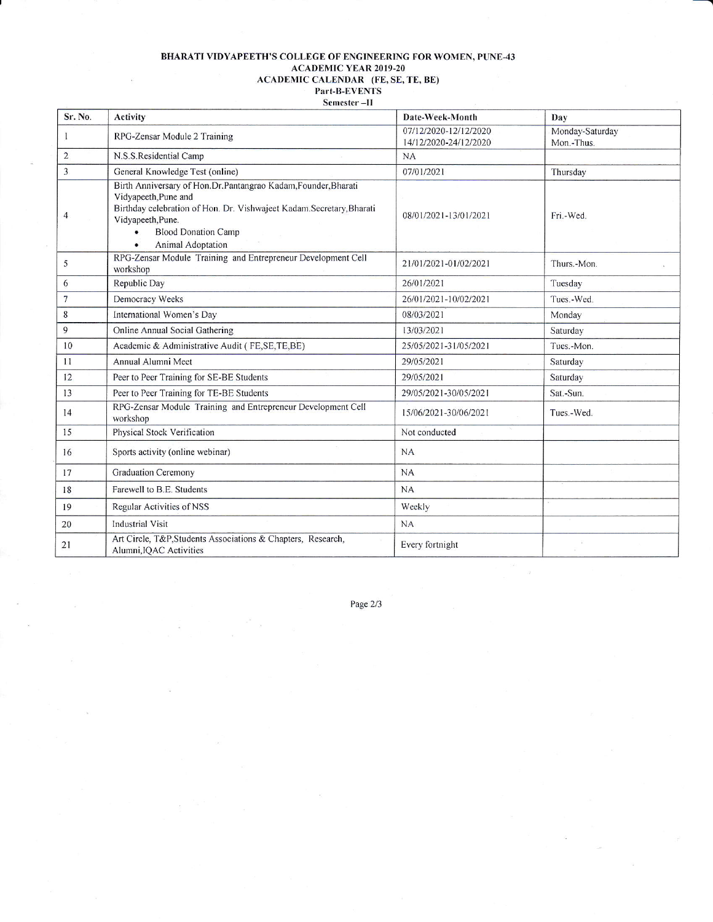**BHARATI VIDYAPEETH'S COLLEGE OF ENGINEERING FOR WOMEN, PUNE-43**
**ACADEMIC YEAR 2019-20**
**ACADEMIC CALENDAR (FE, SE, TE, BE)**
**Part-B-EVENTS**
**Semester –II**

| Sr. No. | Activity | Date-Week-Month | Day |
|---|---|---|---|
| 1 | RPG-Zensar Module 2 Training | 07/12/2020-12/12/2020<br>14/12/2020-24/12/2020 | Monday-Saturday<br>Mon.-Thus. |
| 2 | N.S.S.Residential Camp | NA | |
| 3 | General Knowledge Test (online) | 07/01/2021 | Thursday |
| 4 | Birth Anniversary of Hon.Dr.Pantangrao Kadam,Founder,Bharati Vidyapeeth,Pune and Birthday celebration of Hon. Dr. Vishwajeet Kadam.Secretary,Bharati Vidyapeeth,Pune.<br>• Blood Donation Camp<br>• Animal Adoptation | 08/01/2021-13/01/2021 | Fri.-Wed. |
| 5 | RPG-Zensar Module Training and Entrepreneur Development Cell workshop | 21/01/2021-01/02/2021 | Thurs.-Mon. |
| 6 | Republic Day | 26/01/2021 | Tuesday |
| 7 | Democracy Weeks | 26/01/2021-10/02/2021 | Tues.-Wed. |
| 8 | International Women's Day | 08/03/2021 | Monday |
| 9 | Online Annual Social Gathering | 13/03/2021 | Saturday |
| 10 | Academic & Administrative Audit ( FE,SE,TE,BE) | 25/05/2021-31/05/2021 | Tues.-Mon. |
| 11 | Annual Alumni Meet | 29/05/2021 | Saturday |
| 12 | Peer to Peer Training for SE-BE Students | 29/05/2021 | Saturday |
| 13 | Peer to Peer Training for TE-BE Students | 29/05/2021-30/05/2021 | Sat.-Sun. |
| 14 | RPG-Zensar Module Training and Entrepreneur Development Cell workshop | 15/06/2021-30/06/2021 | Tues.-Wed. |
| 15 | Physical Stock Verification | Not conducted | |
| 16 | Sports activity (online webinar) | NA | |
| 17 | Graduation Ceremony | NA | |
| 18 | Farewell to B.E. Students | NA | |
| 19 | Regular Activities of NSS | Weekly | |
| 20 | Industrial Visit | NA | |
| 21 | Art Circle, T&P,Students Associations & Chapters, Research, Alumni,IQAC Activities | Every fortnight | |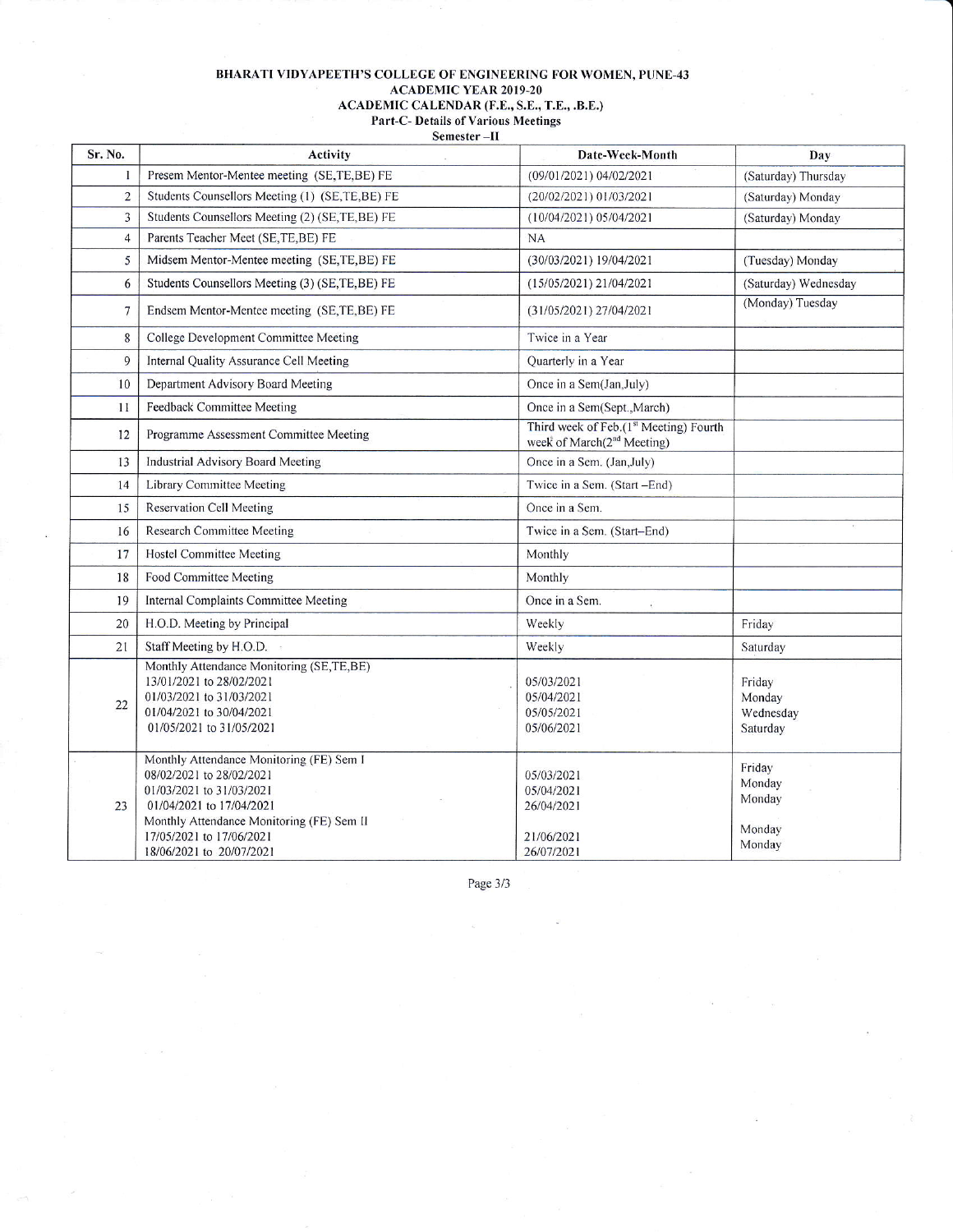**BHARATI VIDYAPEETH'S COLLEGE OF ENGINEERING FOR WOMEN, PUNE-43**
**ACADEMIC YEAR 2019-20**
**ACADEMIC CALENDAR (F.E., S.E., T.E., .B.E.)**
**Part-C- Details of Various Meetings**
**Semester –II**

| Sr. No. | Activity | Date-Week-Month | Day |
|---|---|---|---|
| 1 | Presem Mentor-Mentee meeting (SE,TE,BE) FE | (09/01/2021) 04/02/2021 | (Saturday) Thursday |
| 2 | Students Counsellors Meeting (1) (SE,TE,BE) FE | (20/02/2021) 01/03/2021 | (Saturday) Monday |
| 3 | Students Counsellors Meeting (2) (SE,TE,BE) FE | (10/04/2021) 05/04/2021 | (Saturday) Monday |
| 4 | Parents Teacher Meet (SE,TE,BE) FE | NA | |
| 5 | Midsem Mentor-Mentee meeting (SE,TE,BE) FE | (30/03/2021) 19/04/2021 | (Tuesday) Monday |
| 6 | Students Counsellors Meeting (3) (SE,TE,BE) FE | (15/05/2021) 21/04/2021 | (Saturday) Wednesday |
| 7 | Endsem Mentor-Mentee meeting (SE,TE,BE) FE | (31/05/2021) 27/04/2021 | (Monday) Tuesday |
| 8 | College Development Committee Meeting | Twice in a Year | |
| 9 | Internal Quality Assurance Cell Meeting | Quarterly in a Year | |
| 10 | Department Advisory Board Meeting | Once in a Sem(Jan,July) | |
| 11 | Feedback Committee Meeting | Once in a Sem(Sept.,March) | |
| 12 | Programme Assessment Committee Meeting | Third week of Feb.(1st Meeting) Fourth week of March(2nd Meeting) | |
| 13 | Industrial Advisory Board Meeting | Once in a Sem. (Jan,July) | |
| 14 | Library Committee Meeting | Twice in a Sem. (Start –End) | |
| 15 | Reservation Cell Meeting | Once in a Sem. | |
| 16 | Research Committee Meeting | Twice in a Sem. (Start–End) | |
| 17 | Hostel Committee Meeting | Monthly | |
| 18 | Food Committee Meeting | Monthly | |
| 19 | Internal Complaints Committee Meeting | Once in a Sem. | |
| 20 | H.O.D. Meeting by Principal | Weekly | Friday |
| 21 | Staff Meeting by H.O.D. | Weekly | Saturday |
| 22 | Monthly Attendance Monitoring (SE,TE,BE)<br>13/01/2021 to 28/02/2021<br>01/03/2021 to 31/03/2021<br>01/04/2021 to 30/04/2021<br>01/05/2021 to 31/05/2021 | 05/03/2021<br>05/04/2021<br>05/05/2021<br>05/06/2021 | Friday<br>Monday<br>Wednesday<br>Saturday |
| 23 | Monthly Attendance Monitoring (FE) Sem I<br>08/02/2021 to 28/02/2021<br>01/03/2021 to 31/03/2021<br>01/04/2021 to 17/04/2021<br>Monthly Attendance Monitoring (FE) Sem II<br>17/05/2021 to 17/06/2021<br>18/06/2021 to 20/07/2021 | 05/03/2021<br>05/04/2021<br>26/04/2021<br><br>21/06/2021<br>26/07/2021 | Friday<br>Monday<br>Monday<br><br>Monday<br>Monday |